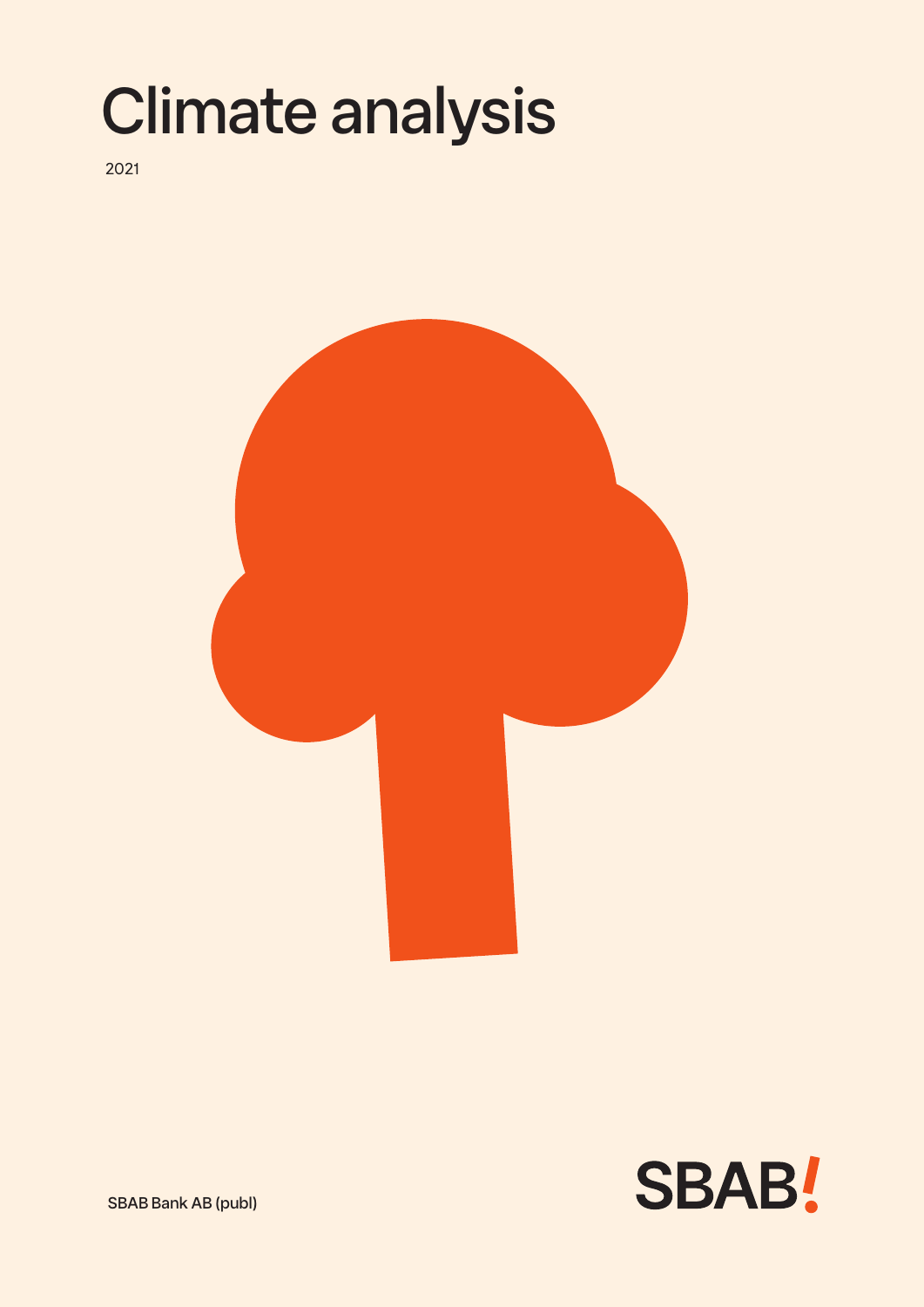# Climate analysis

2021

SBAB Bank AB (publ)

SBAB!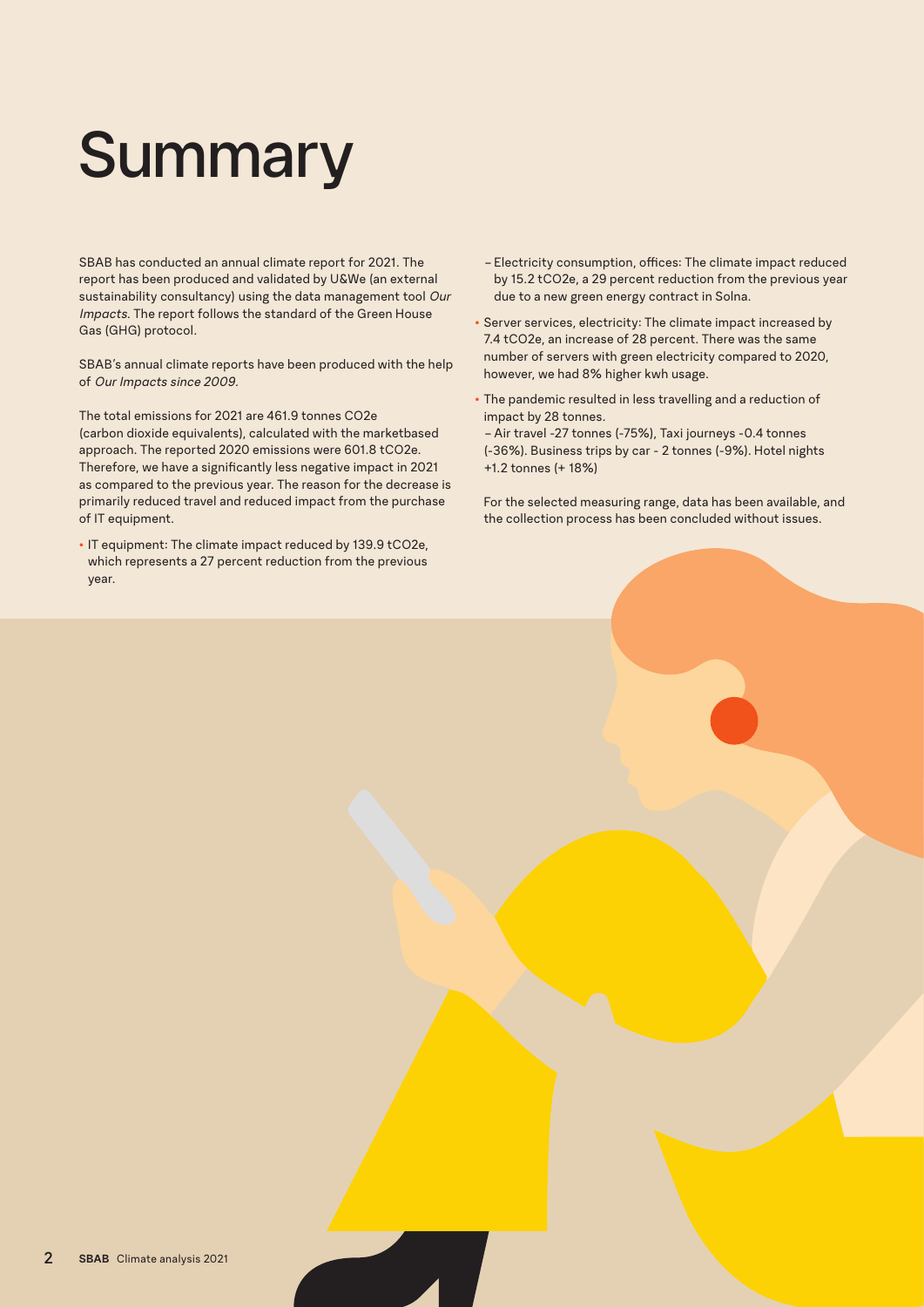# Summary

SBAB has conducted an annual climate report for 2021. The report has been produced and validated by U&We (an external sustainability consultancy) using the data management tool *Our Impacts*. The report follows the standard of the Green House Gas (GHG) protocol.

SBAB's annual climate reports have been produced with the help of *Our Impacts since 2009*.

The total emissions for 2021 are 461.9 tonnes CO2e (carbon dioxide equivalents), calculated with the marketbased approach. The reported 2020 emissions were 601.8 tCO2e. Therefore, we have a significantly less negative impact in 2021 as compared to the previous year. The reason for the decrease is primarily reduced travel and reduced impact from the purchase of IT equipment.

- IT equipment: The climate impact reduced by 139.9 tCO2e, which represents a 27 percent reduction from the previous year.
  - Electricity consumption, offices: The climate impact reduced by 15.2 tCO2e, a 29 percent reduction from the previous year due to a new green energy contract in Solna.
- Server services, electricity: The climate impact increased by 7.4 tCO2e, an increase of 28 percent. There was the same number of servers with green electricity compared to 2020, however, we had 8% higher kwh usage.
- The pandemic resulted in less travelling and a reduction of impact by 28 tonnes.
  – Air travel -27 tonnes (-75%), Taxi journeys -0.4 tonnes (-36%). Business trips by car - 2 tonnes (-9%). Hotel nights +1.2 tonnes (+ 18%)

For the selected measuring range, data has been available, and the collection process has been concluded without issues.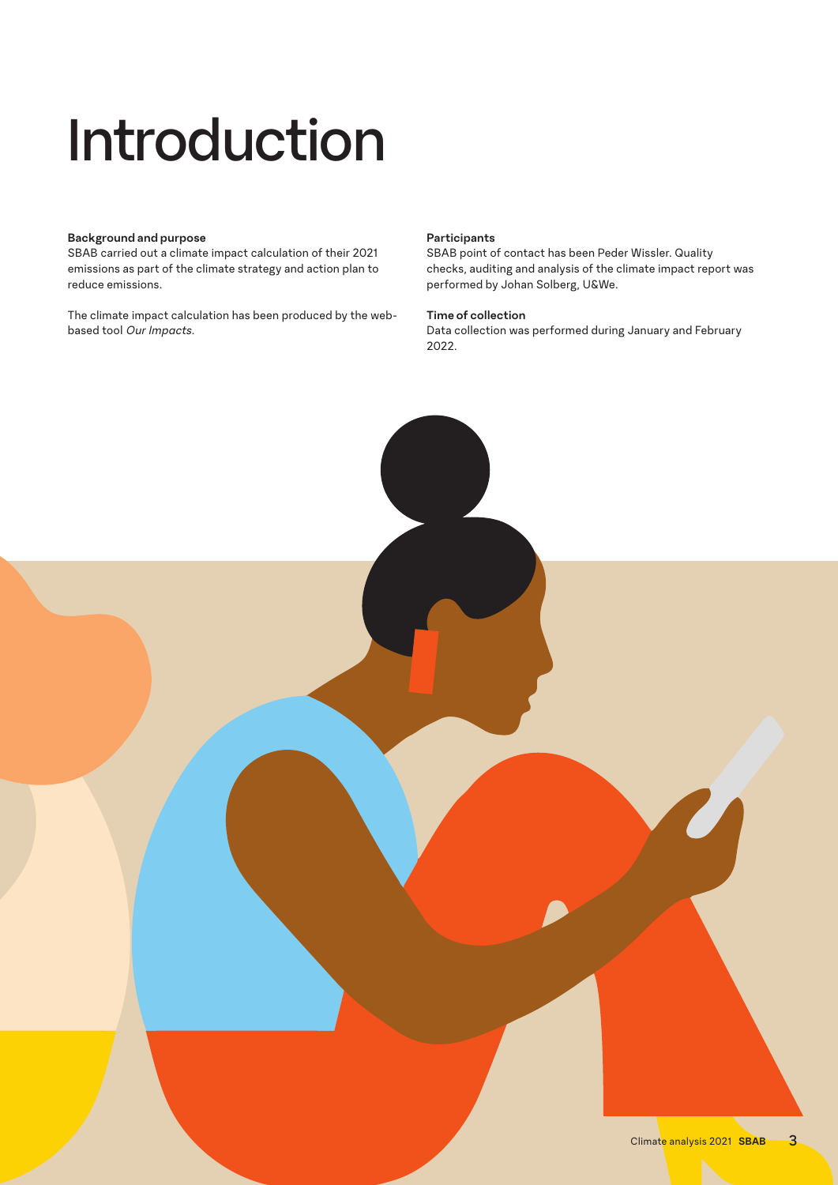# Introduction

**Background and purpose**

SBAB carried out a climate impact calculation of their 2021 emissions as part of the climate strategy and action plan to reduce emissions.

The climate impact calculation has been produced by the web-based tool *Our Impacts*.

**Participants**

SBAB point of contact has been Peder Wissler. Quality checks, auditing and analysis of the climate impact report was performed by Johan Solberg, U&We.

**Time of collection**

Data collection was performed during January and February 2022.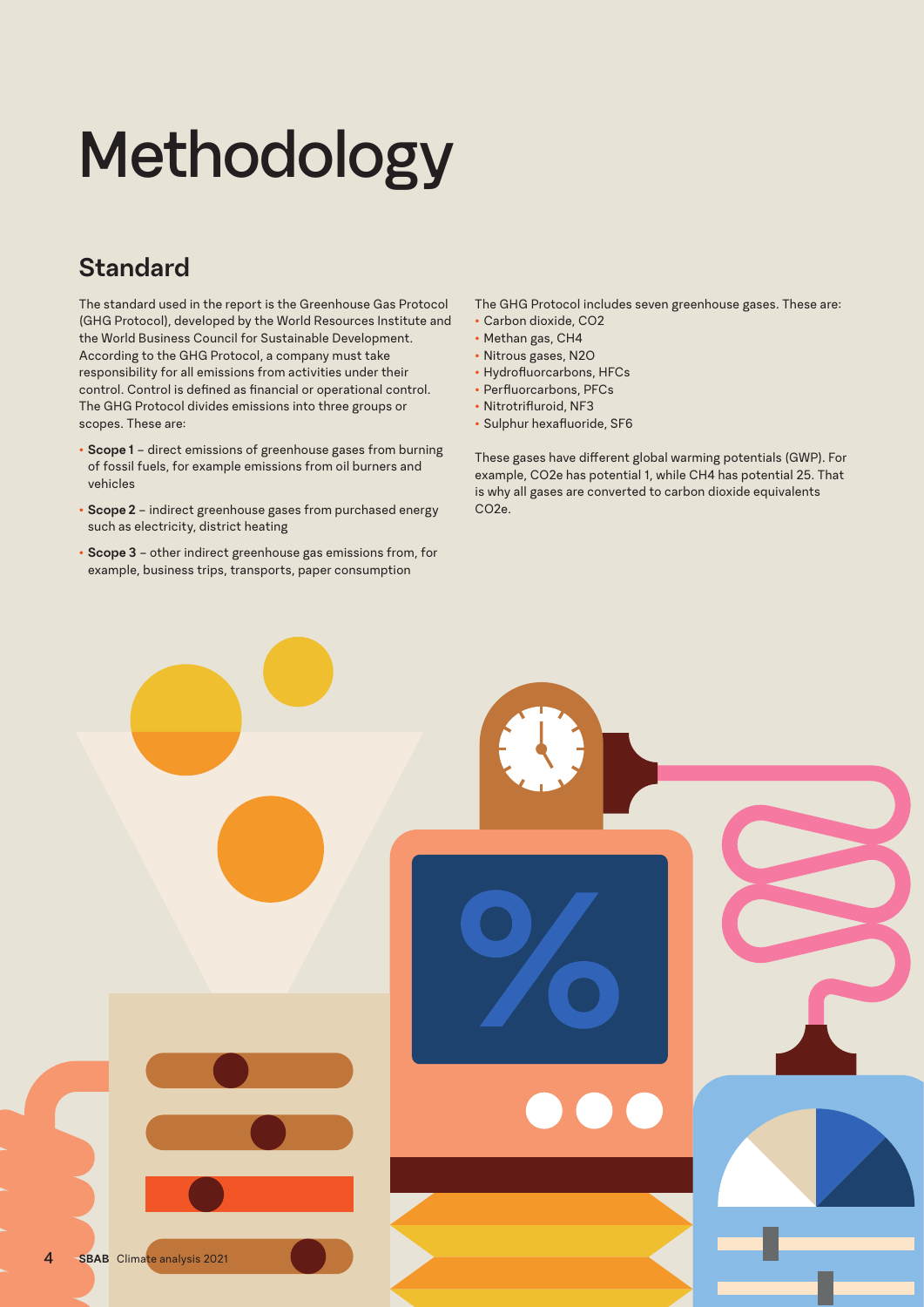# Methodology

## Standard

The standard used in the report is the Greenhouse Gas Protocol (GHG Protocol), developed by the World Resources Institute and the World Business Council for Sustainable Development. According to the GHG Protocol, a company must take responsibility for all emissions from activities under their control. Control is defined as financial or operational control. The GHG Protocol divides emissions into three groups or scopes. These are:

- **Scope 1** – direct emissions of greenhouse gases from burning of fossil fuels, for example emissions from oil burners and vehicles
- **Scope 2** – indirect greenhouse gases from purchased energy such as electricity, district heating
- **Scope 3** – other indirect greenhouse gas emissions from, for example, business trips, transports, paper consumption

The GHG Protocol includes seven greenhouse gases. These are:

- Carbon dioxide, $CO_2$
- Methan gas, $CH_4$
- Nitrous gases, $N_2O$
- Hydrofluorcarbons, HFCs
- Perfluorcarbons, PFCs
- Nitrotrifluroid, $NF_3$
- Sulphur hexafluoride, $SF_6$

These gases have different global warming potentials (GWP). For example, $CO_2e$ has potential 1, while $CH_4$ has potential 25. That is why all gases are converted to carbon dioxide equivalents $CO_2e$.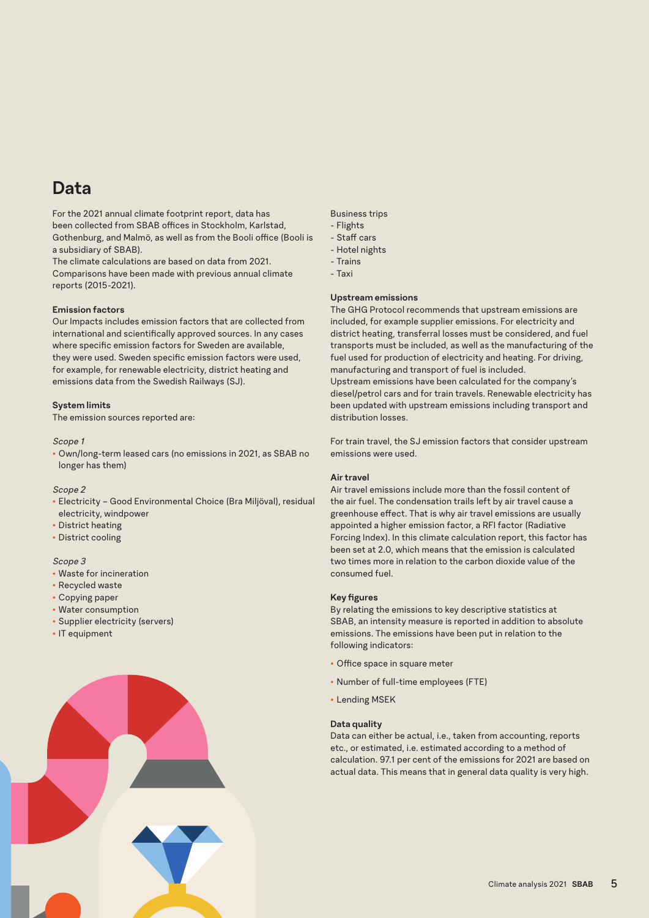# Data

For the 2021 annual climate footprint report, data has been collected from SBAB offices in Stockholm, Karlstad, Gothenburg, and Malmö, as well as from the Booli office (Booli is a subsidiary of SBAB).
The climate calculations are based on data from 2021. Comparisons have been made with previous annual climate reports (2015-2021).

**Emission factors**
Our Impacts includes emission factors that are collected from international and scientifically approved sources. In any cases where specific emission factors for Sweden are available, they were used. Sweden specific emission factors were used, for example, for renewable electricity, district heating and emissions data from the Swedish Railways (SJ).

**System limits**
The emission sources reported are:

*Scope 1*

- Own/long-term leased cars (no emissions in 2021, as SBAB no longer has them)

*Scope 2*

- Electricity – Good Environmental Choice (Bra Miljöval), residual electricity, windpower
- District heating
- District cooling

*Scope 3*

- Waste for incineration
- Recycled waste
- Copying paper
- Water consumption
- Supplier electricity (servers)
- IT equipment

Business trips
- Flights
- Staff cars
- Hotel nights
- Trains
- Taxi

**Upstream emissions**
The GHG Protocol recommends that upstream emissions are included, for example supplier emissions. For electricity and district heating, transferral losses must be considered, and fuel transports must be included, as well as the manufacturing of the fuel used for production of electricity and heating. For driving, manufacturing and transport of fuel is included.
Upstream emissions have been calculated for the company's diesel/petrol cars and for train travels. Renewable electricity has been updated with upstream emissions including transport and distribution losses.

For train travel, the SJ emission factors that consider upstream emissions were used.

**Air travel**
Air travel emissions include more than the fossil content of the air fuel. The condensation trails left by air travel cause a greenhouse effect. That is why air travel emissions are usually appointed a higher emission factor, a RFI factor (Radiative Forcing Index). In this climate calculation report, this factor has been set at 2.0, which means that the emission is calculated two times more in relation to the carbon dioxide value of the consumed fuel.

**Key figures**
By relating the emissions to key descriptive statistics at SBAB, an intensity measure is reported in addition to absolute emissions. The emissions have been put in relation to the following indicators:

- Office space in square meter
- Number of full-time employees (FTE)
- Lending MSEK

**Data quality**
Data can either be actual, i.e., taken from accounting, reports etc., or estimated, i.e. estimated according to a method of calculation. 97.1 per cent of the emissions for 2021 are based on actual data. This means that in general data quality is very high.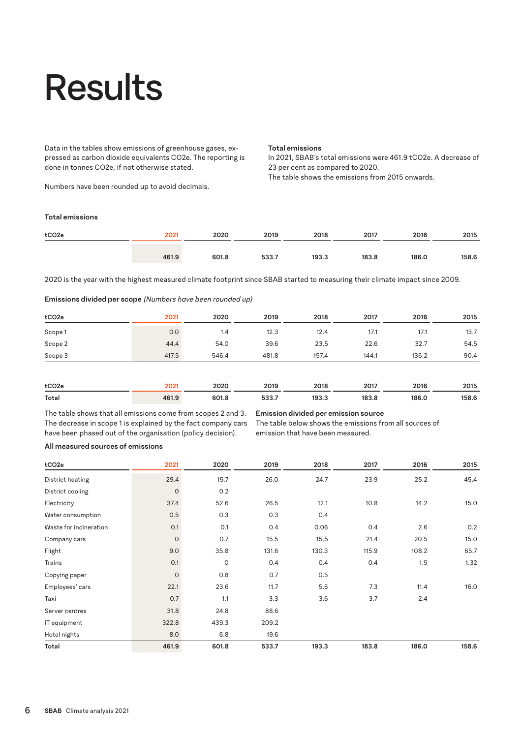# Results

Data in the tables show emissions of greenhouse gases, expressed as carbon dioxide equivalents $CO_2e$. The reporting is done in tonnes $CO_2e$, if not otherwise stated.

Numbers have been rounded up to avoid decimals.

**Total emissions**

In 2021, SBAB's total emissions were 461.9 $tCO_2e$. A decrease of 23 per cent as compared to 2020.
The table shows the emissions from 2015 onwards.

**Total emissions**

| $tCO_2e$ | 2021 | 2020 | 2019 | 2018 | 2017 | 2016 | 2015 |
|---|---|---|---|---|---|---|---|
| | **461.9** | **601.8** | **533.7** | **193.3** | **183.8** | **186.0** | **158.6** |

2020 is the year with the highest measured climate footprint since SBAB started to measuring their climate impact since 2009.

**Emissions divided per scope** *(Numbers have been rounded up)*

| $tCO_2e$ | 2021 | 2020 | 2019 | 2018 | 2017 | 2016 | 2015 |
|---|---|---|---|---|---|---|---|
| Scope 1 | 0.0 | 1.4 | 12.3 | 12.4 | 17.1 | 17.1 | 13.7 |
| Scope 2 | 44.4 | 54.0 | 39.6 | 23.5 | 22.6 | 32.7 | 54.5 |
| Scope 3 | 417.5 | 546.4 | 481.8 | 157.4 | 144.1 | 136.2 | 90.4 |

| $tCO_2e$ | 2021 | 2020 | 2019 | 2018 | 2017 | 2016 | 2015 |
|---|---|---|---|---|---|---|---|
| **Total** | **461.9** | **601.8** | **533.7** | **193.3** | **183.8** | **186.0** | **158.6** |

The table shows that all emissions come from scopes 2 and 3. The decrease in scope 1 is explained by the fact company cars have been phased out of the organisation (policy decision).

**Emission divided per emission source**

The table below shows the emissions from all sources of emission that have been measured.

**All measured sources of emissions**

| $tCO_2e$ | 2021 | 2020 | 2019 | 2018 | 2017 | 2016 | 2015 |
|---|---|---|---|---|---|---|---|
| District heating | 29.4 | 15.7 | 26.0 | 24.7 | 23.9 | 25.2 | 45.4 |
| District cooling | 0 | 0.2 | | | | | |
| Electricity | 37.4 | 52.6 | 26.5 | 12.1 | 10.8 | 14.2 | 15.0 |
| Water consumption | 0.5 | 0.3 | 0.3 | 0.4 | | | |
| Waste for incineration | 0.1 | 0.1 | 0.4 | 0.06 | 0.4 | 2.6 | 0.2 |
| Company cars | 0 | 0.7 | 15.5 | 15.5 | 21.4 | 20.5 | 15.0 |
| Flight | 9.0 | 35.8 | 131.6 | 130.3 | 115.9 | 108.2 | 65.7 |
| Trains | 0.1 | 0 | 0.4 | 0.4 | 0.4 | 1.5 | 1.32 |
| Copying paper | 0 | 0.8 | 0.7 | 0.5 | | | |
| Employees' cars | 22.1 | 23.6 | 11.7 | 5.6 | 7.3 | 11.4 | 16.0 |
| Taxi | 0.7 | 1.1 | 3.3 | 3.6 | 3.7 | 2.4 | |
| Server centres | 31.8 | 24.8 | 88.6 | | | | |
| IT equipment | 322.8 | 439.3 | 209.2 | | | | |
| Hotel nights | 8.0 | 6.8 | 19.6 | | | | |
| **Total** | **461.9** | **601.8** | **533.7** | **193.3** | **183.8** | **186.0** | **158.6** |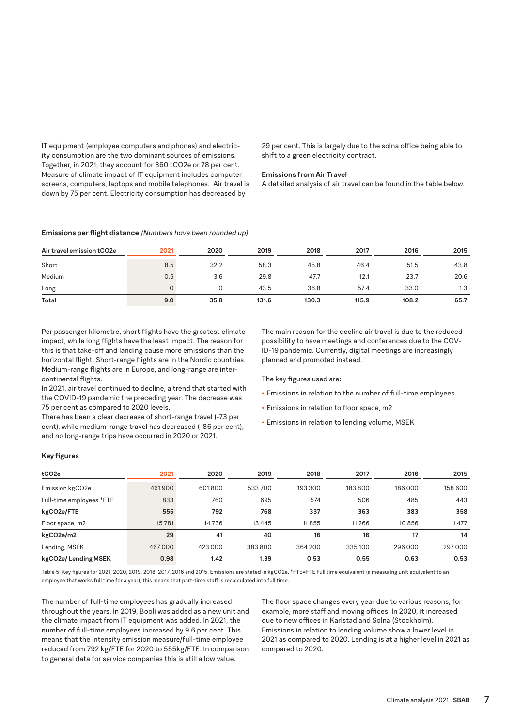IT equipment (employee computers and phones) and electricity consumption are the two dominant sources of emissions. Together, in 2021, they account for 360 tCO2e or 78 per cent. Measure of climate impact of IT equipment includes computer screens, computers, laptops and mobile telephones. Air travel is down by 75 per cent. Electricity consumption has decreased by 29 per cent. This is largely due to the solna office being able to shift to a green electricity contract.

**Emissions from Air Travel**

A detailed analysis of air travel can be found in the table below.

**Emissions per flight distance** *(Numbers have been rounded up)*

| Air travel emission tCO2e | 2021 | 2020 | 2019 | 2018 | 2017 | 2016 | 2015 |
|---|---|---|---|---|---|---|---|
| Short | 8.5 | 32.2 | 58.3 | 45.8 | 46.4 | 51.5 | 43.8 |
| Medium | 0.5 | 3.6 | 29.8 | 47.7 | 12.1 | 23.7 | 20.6 |
| Long | 0 | 0 | 43.5 | 36.8 | 57.4 | 33.0 | 1.3 |
| **Total** | **9.0** | **35.8** | **131.6** | **130.3** | **115.9** | **108.2** | **65.7** |

Per passenger kilometre, short flights have the greatest climate impact, while long flights have the least impact. The reason for this is that take-off and landing cause more emissions than the horizontal flight. Short-range flights are in the Nordic countries. Medium-range flights are in Europe, and long-range are intercontinental flights.

In 2021, air travel continued to decline, a trend that started with the COVID-19 pandemic the preceding year. The decrease was 75 per cent as compared to 2020 levels.

There has been a clear decrease of short-range travel (-73 per cent), while medium-range travel has decreased (-86 per cent), and no long-range trips have occurred in 2020 or 2021.

The main reason for the decline air travel is due to the reduced possibility to have meetings and conferences due to the COVID-19 pandemic. Currently, digital meetings are increasingly planned and promoted instead.

The key figures used are:

- Emissions in relation to the number of full-time employees
- Emissions in relation to floor space, m2
- Emissions in relation to lending volume, MSEK

**Key figures**

| tCO2e | 2021 | 2020 | 2019 | 2018 | 2017 | 2016 | 2015 |
|---|---|---|---|---|---|---|---|
| Emission kgCO2e | 461 900 | 601 800 | 533 700 | 193 300 | 183 800 | 186 000 | 158 600 |
| Full-time employees *FTE | 833 | 760 | 695 | 574 | 506 | 485 | 443 |
| **kgCO2e/FTE** | **555** | **792** | **768** | **337** | **363** | **383** | **358** |
| Floor space, m2 | 15 781 | 14 736 | 13 445 | 11 855 | 11 266 | 10 856 | 11 477 |
| **kgCO2e/m2** | **29** | **41** | **40** | **16** | **16** | **17** | **14** |
| Lending, MSEK | 467 000 | 423 000 | 383 800 | 364 200 | 335 100 | 296 000 | 297 000 |
| **kgCO2e/ Lending MSEK** | **0.98** | **1.42** | **1.39** | **0.53** | **0.55** | **0.63** | **0.53** |

Table 5. Key figures for 2021, 2020, 2019, 2018, 2017, 2016 and 2015. Emissions are stated in kgCO2e. *FTE=FTE Full time equivalent (a measuring unit equivalent to an employee that works full time for a year), this means that part-time staff is recalculated into full time.

The number of full-time employees has gradually increased throughout the years. In 2019, Booli was added as a new unit and the climate impact from IT equipment was added. In 2021, the number of full-time employees increased by 9.6 per cent. This means that the intensity emission measure/full-time employee reduced from 792 kg/FTE for 2020 to 555kg/FTE. In comparison to general data for service companies this is still a low value.

The floor space changes every year due to various reasons, for example, more staff and moving offices. In 2020, it increased due to new offices in Karlstad and Solna (Stockholm). Emissions in relation to lending volume show a lower level in 2021 as compared to 2020. Lending is at a higher level in 2021 as compared to 2020.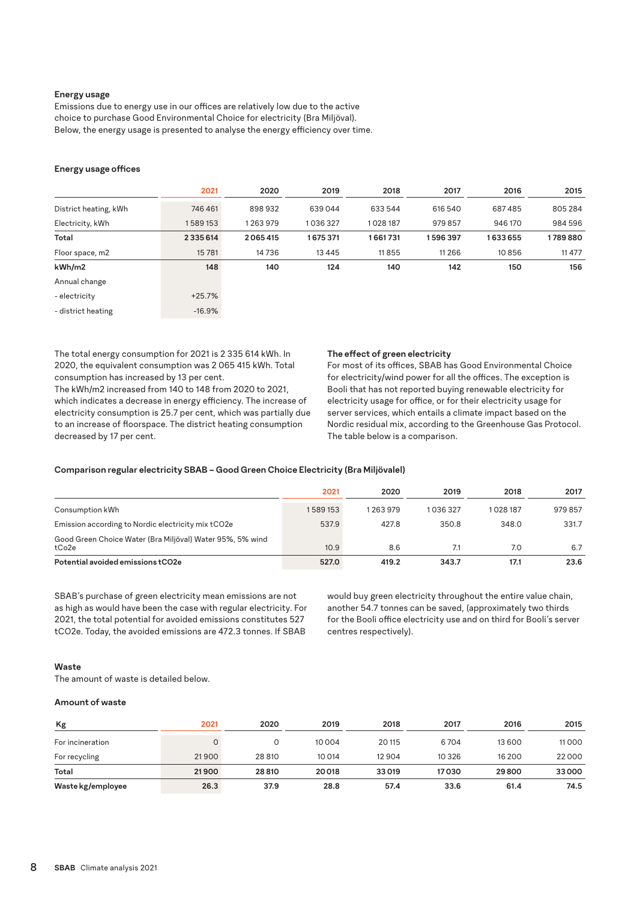### Energy usage

Emissions due to energy use in our offices are relatively low due to the active choice to purchase Good Environmental Choice for electricity (Bra Miljöval). Below, the energy usage is presented to analyse the energy efficiency over time.

#### Energy usage offices

| | 2021 | 2020 | 2019 | 2018 | 2017 | 2016 | 2015 |
|---|---|---|---|---|---|---|---|
| District heating, kWh | 746 461 | 898 932 | 639 044 | 633 544 | 616 540 | 687 485 | 805 284 |
| Electricity, kWh | 1 589 153 | 1 263 979 | 1 036 327 | 1 028 187 | 979 857 | 946 170 | 984 596 |
| **Total** | **2 335 614** | **2 065 415** | **1 675 371** | **1 661 731** | **1 596 397** | **1 633 655** | **1 789 880** |
| Floor space, m2 | 15 781 | 14 736 | 13 445 | 11 855 | 11 266 | 10 856 | 11 477 |
| **kWh/m2** | **148** | **140** | **124** | **140** | **142** | **150** | **156** |
| Annual change | | | | | | | |
| - electricity | +25.7% | | | | | | |
| - district heating | -16.9% | | | | | | |

The total energy consumption for 2021 is 2 335 614 kWh. In 2020, the equivalent consumption was 2 065 415 kWh. Total consumption has increased by 13 per cent.
The kWh/m2 increased from 140 to 148 from 2020 to 2021, which indicates a decrease in energy efficiency. The increase of electricity consumption is 25.7 per cent, which was partially due to an increase of floorspace. The district heating consumption decreased by 17 per cent.

**The effect of green electricity**
For most of its offices, SBAB has Good Environmental Choice for electricity/wind power for all the offices. The exception is Booli that has not reported buying renewable electricity for electricity usage for office, or for their electricity usage for server services, which entails a climate impact based on the Nordic residual mix, according to the Greenhouse Gas Protocol. The table below is a comparison.

#### Comparison regular electricity SBAB – Good Green Choice Electricity (Bra Miljövalel)

| | 2021 | 2020 | 2019 | 2018 | 2017 |
|---|---|---|---|---|---|
| Consumption kWh | 1 589 153 | 1 263 979 | 1 036 327 | 1 028 187 | 979 857 |
| Emission according to Nordic electricity mix tCO2e | 537.9 | 427.8 | 350.8 | 348.0 | 331.7 |
| Good Green Choice Water (Bra Miljöval) Water 95%, 5% wind tCo2e | 10.9 | 8.6 | 7.1 | 7.0 | 6.7 |
| **Potential avoided emissions tCO2e** | **527.0** | **419.2** | **343.7** | **17.1** | **23.6** |

SBAB's purchase of green electricity mean emissions are not as high as would have been the case with regular electricity. For 2021, the total potential for avoided emissions constitutes 527 tCO2e. Today, the avoided emissions are 472.3 tonnes. If SBAB would buy green electricity throughout the entire value chain, another 54.7 tonnes can be saved, (approximately two thirds for the Booli office electricity use and on third for Booli's server centres respectively).

### Waste

The amount of waste is detailed below.

#### Amount of waste

| Kg | 2021 | 2020 | 2019 | 2018 | 2017 | 2016 | 2015 |
|---|---|---|---|---|---|---|---|
| For incineration | 0 | 0 | 10 004 | 20 115 | 6 704 | 13 600 | 11 000 |
| For recycling | 21 900 | 28 810 | 10 014 | 12 904 | 10 326 | 16 200 | 22 000 |
| **Total** | **21 900** | **28 810** | **20 018** | **33 019** | **17 030** | **29 800** | **33 000** |
| **Waste kg/employee** | **26.3** | **37.9** | **28.8** | **57.4** | **33.6** | **61.4** | **74.5** |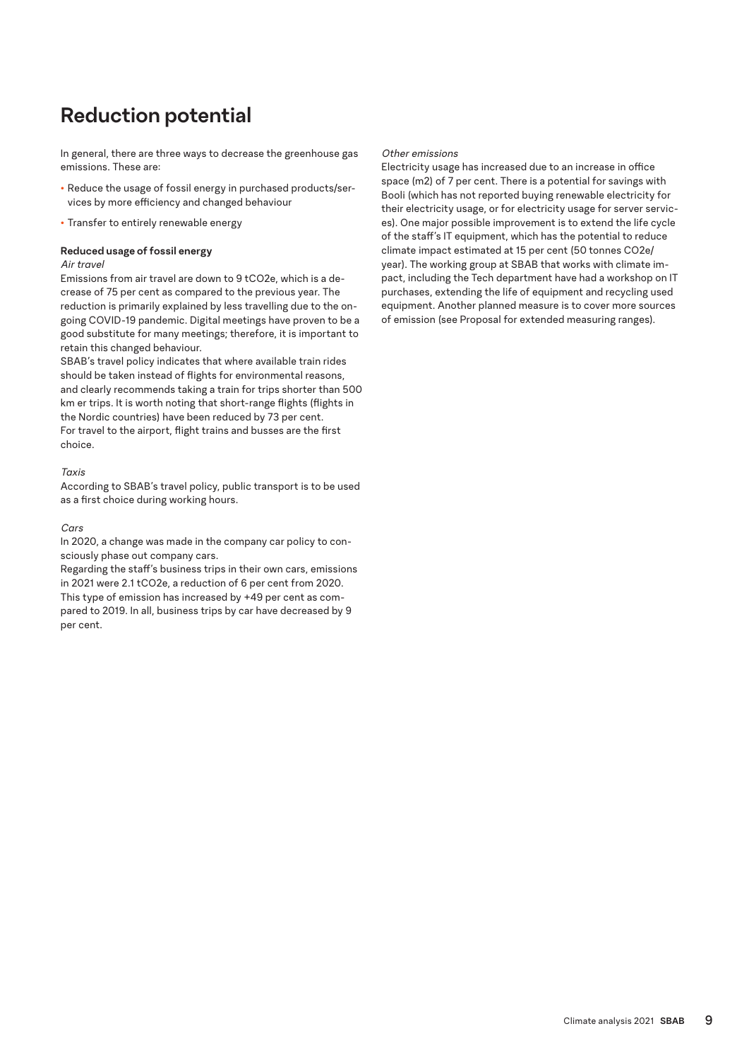# Reduction potential

In general, there are three ways to decrease the greenhouse gas emissions. These are:

- Reduce the usage of fossil energy in purchased products/services by more efficiency and changed behaviour
- Transfer to entirely renewable energy

### Reduced usage of fossil energy

*Air travel*

Emissions from air travel are down to 9 tCO2e, which is a decrease of 75 per cent as compared to the previous year. The reduction is primarily explained by less travelling due to the ongoing COVID-19 pandemic. Digital meetings have proven to be a good substitute for many meetings; therefore, it is important to retain this changed behaviour.

SBAB's travel policy indicates that where available train rides should be taken instead of flights for environmental reasons, and clearly recommends taking a train for trips shorter than 500 km er trips. It is worth noting that short-range flights (flights in the Nordic countries) have been reduced by 73 per cent.

For travel to the airport, flight trains and busses are the first choice.

*Taxis*

According to SBAB's travel policy, public transport is to be used as a first choice during working hours.

*Cars*

In 2020, a change was made in the company car policy to consciously phase out company cars.

Regarding the staff's business trips in their own cars, emissions in 2021 were 2.1 tCO2e, a reduction of 6 per cent from 2020. This type of emission has increased by +49 per cent as compared to 2019. In all, business trips by car have decreased by 9 per cent.

*Other emissions*

Electricity usage has increased due to an increase in office space (m2) of 7 per cent. There is a potential for savings with Booli (which has not reported buying renewable electricity for their electricity usage, or for electricity usage for server services). One major possible improvement is to extend the life cycle of the staff's IT equipment, which has the potential to reduce climate impact estimated at 15 per cent (50 tonnes CO2e/year). The working group at SBAB that works with climate impact, including the Tech department have had a workshop on IT purchases, extending the life of equipment and recycling used equipment. Another planned measure is to cover more sources of emission (see Proposal for extended measuring ranges).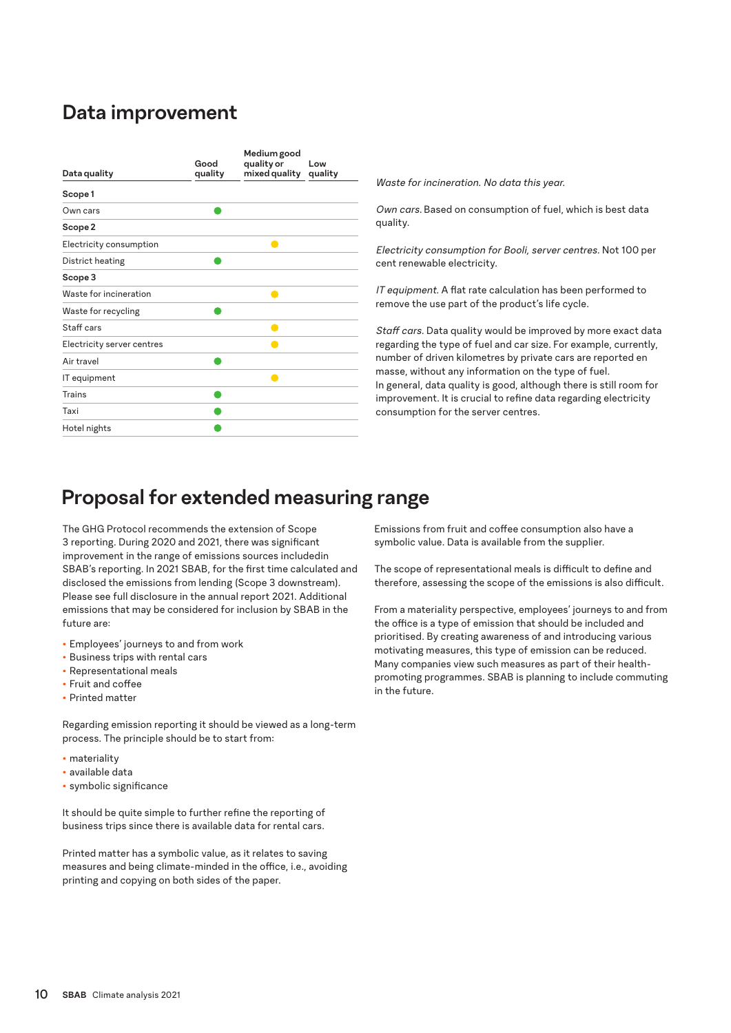## Data improvement

| Data quality | Good quality | Medium good quality or mixed quality | Low quality |
|---|---|---|---|
| **Scope 1** | | | |
| Own cars | ● | | |
| **Scope 2** | | | |
| Electricity consumption | | ● | |
| District heating | ● | | |
| **Scope 3** | | | |
| Waste for incineration | | ● | |
| Waste for recycling | ● | | |
| Staff cars | | ● | |
| Electricity server centres | | ● | |
| Air travel | ● | | |
| IT equipment | | ● | |
| Trains | ● | | |
| Taxi | ● | | |
| Hotel nights | ● | | |

*Waste for incineration.* No data this year.

*Own cars.* Based on consumption of fuel, which is best data quality.

*Electricity consumption for Booli, server centres.* Not 100 per cent renewable electricity.

*IT equipment.* A flat rate calculation has been performed to remove the use part of the product's life cycle.

*Staff cars.* Data quality would be improved by more exact data regarding the type of fuel and car size. For example, currently, number of driven kilometres by private cars are reported en masse, without any information on the type of fuel.
In general, data quality is good, although there is still room for improvement. It is crucial to refine data regarding electricity consumption for the server centres.

## Proposal for extended measuring range

The GHG Protocol recommends the extension of Scope 3 reporting. During 2020 and 2021, there was significant improvement in the range of emissions sources includedin SBAB's reporting. In 2021 SBAB, for the first time calculated and disclosed the emissions from lending (Scope 3 downstream). Please see full disclosure in the annual report 2021. Additional emissions that may be considered for inclusion by SBAB in the future are:

- Employees' journeys to and from work
- Business trips with rental cars
- Representational meals
- Fruit and coffee
- Printed matter

Regarding emission reporting it should be viewed as a long-term process. The principle should be to start from:

- materiality
- available data
- symbolic significance

It should be quite simple to further refine the reporting of business trips since there is available data for rental cars.

Printed matter has a symbolic value, as it relates to saving measures and being climate-minded in the office, i.e., avoiding printing and copying on both sides of the paper.

Emissions from fruit and coffee consumption also have a symbolic value. Data is available from the supplier.

The scope of representational meals is difficult to define and therefore, assessing the scope of the emissions is also difficult.

From a materiality perspective, employees' journeys to and from the office is a type of emission that should be included and prioritised. By creating awareness of and introducing various motivating measures, this type of emission can be reduced. Many companies view such measures as part of their health-promoting programmes. SBAB is planning to include commuting in the future.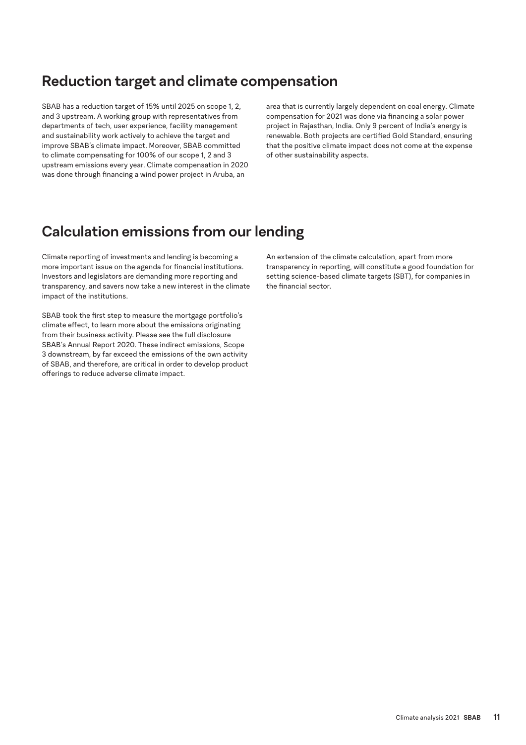## Reduction target and climate compensation

SBAB has a reduction target of 15% until 2025 on scope 1, 2, and 3 upstream. A working group with representatives from departments of tech, user experience, facility management and sustainability work actively to achieve the target and improve SBAB's climate impact. Moreover, SBAB committed to climate compensating for 100% of our scope 1, 2 and 3 upstream emissions every year. Climate compensation in 2020 was done through financing a wind power project in Aruba, an area that is currently largely dependent on coal energy. Climate compensation for 2021 was done via financing a solar power project in Rajasthan, India. Only 9 percent of India's energy is renewable. Both projects are certified Gold Standard, ensuring that the positive climate impact does not come at the expense of other sustainability aspects.

## Calculation emissions from our lending

Climate reporting of investments and lending is becoming a more important issue on the agenda for financial institutions. Investors and legislators are demanding more reporting and transparency, and savers now take a new interest in the climate impact of the institutions.

SBAB took the first step to measure the mortgage portfolio's climate effect, to learn more about the emissions originating from their business activity. Please see the full disclosure SBAB's Annual Report 2020. These indirect emissions, Scope 3 downstream, by far exceed the emissions of the own activity of SBAB, and therefore, are critical in order to develop product offerings to reduce adverse climate impact.

An extension of the climate calculation, apart from more transparency in reporting, will constitute a good foundation for setting science-based climate targets (SBT), for companies in the financial sector.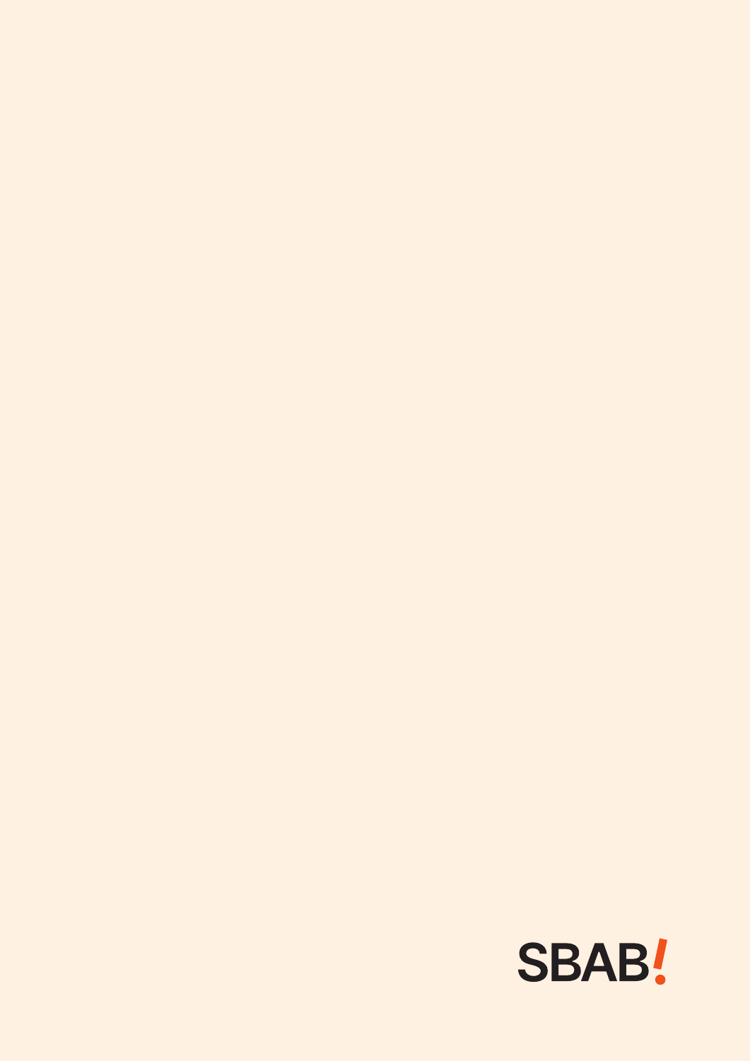SBAB!